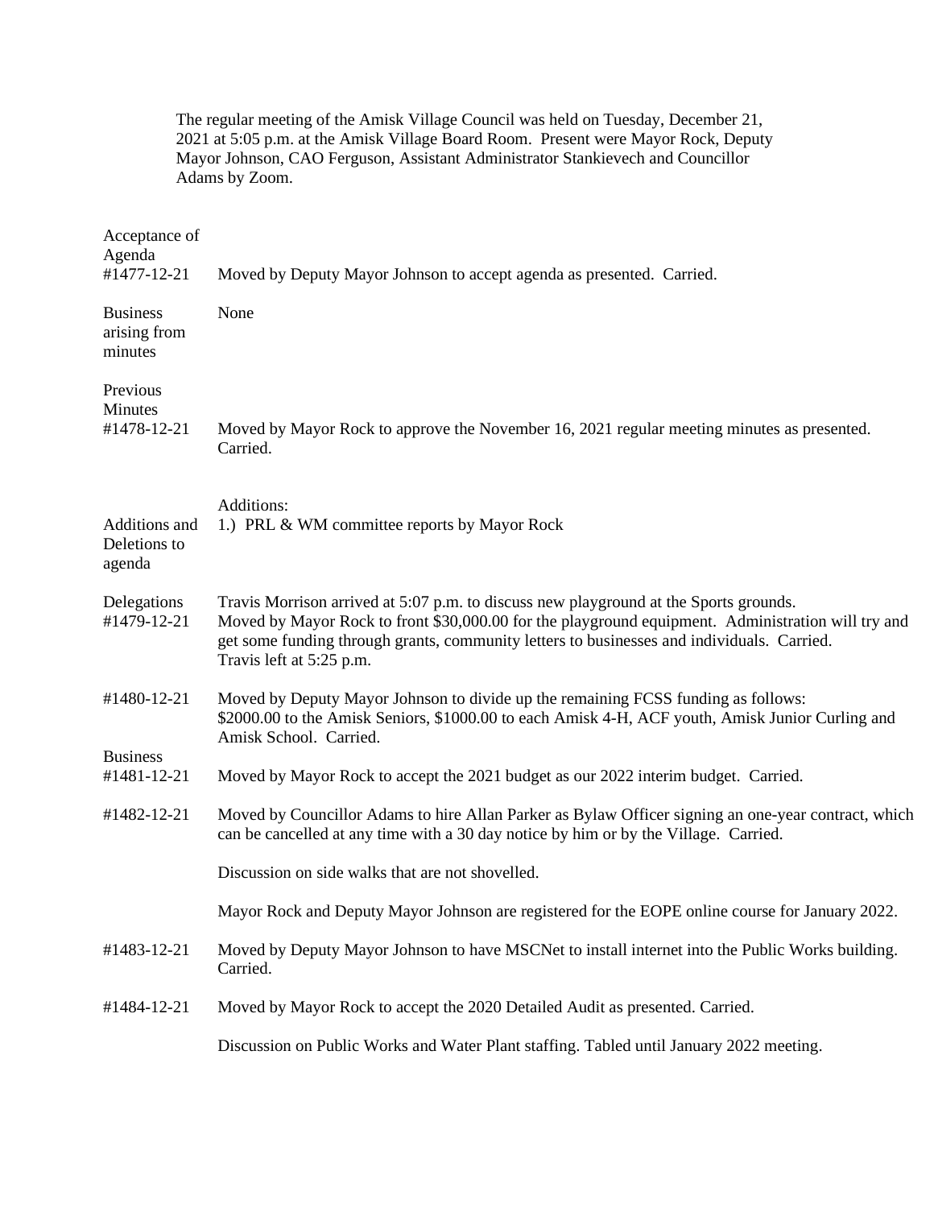The regular meeting of the Amisk Village Council was held on Tuesday, December 21, 2021 at 5:05 p.m. at the Amisk Village Board Room. Present were Mayor Rock, Deputy Mayor Johnson, CAO Ferguson, Assistant Administrator Stankievech and Councillor Adams by Zoom.

| | |
|---|---|
| Acceptance of Agenda #1477-12-21 | Moved by Deputy Mayor Johnson to accept agenda as presented. Carried. |
| Business arising from minutes | None |
| Previous Minutes #1478-12-21 | Moved by Mayor Rock to approve the November 16, 2021 regular meeting minutes as presented. Carried. |
| Additions and Deletions to agenda | Additions:<br>1.) PRL & WM committee reports by Mayor Rock |
| Delegations #1479-12-21 | Travis Morrison arrived at 5:07 p.m. to discuss new playground at the Sports grounds.<br>Moved by Mayor Rock to front $30,000.00 for the playground equipment. Administration will try and get some funding through grants, community letters to businesses and individuals. Carried.<br>Travis left at 5:25 p.m. |
| #1480-12-21 | Moved by Deputy Mayor Johnson to divide up the remaining FCSS funding as follows: $2000.00 to the Amisk Seniors, $1000.00 to each Amisk 4-H, ACF youth, Amisk Junior Curling and Amisk School. Carried. |
| Business #1481-12-21 | Moved by Mayor Rock to accept the 2021 budget as our 2022 interim budget. Carried. |
| #1482-12-21 | Moved by Councillor Adams to hire Allan Parker as Bylaw Officer signing an one-year contract, which can be cancelled at any time with a 30 day notice by him or by the Village. Carried. |
| | Discussion on side walks that are not shovelled. |
| | Mayor Rock and Deputy Mayor Johnson are registered for the EOPE online course for January 2022. |
| #1483-12-21 | Moved by Deputy Mayor Johnson to have MSCNet to install internet into the Public Works building. Carried. |
| #1484-12-21 | Moved by Mayor Rock to accept the 2020 Detailed Audit as presented. Carried. |
| | Discussion on Public Works and Water Plant staffing. Tabled until January 2022 meeting. |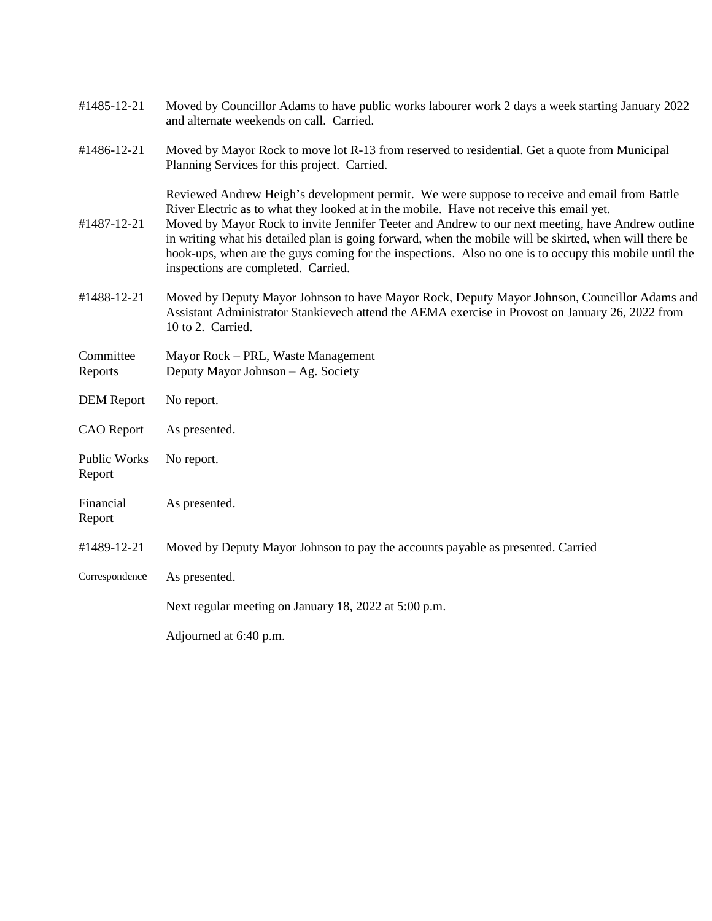#1485-12-21 Moved by Councillor Adams to have public works labourer work 2 days a week starting January 2022 and alternate weekends on call. Carried.

#1486-12-21 Moved by Mayor Rock to move lot R-13 from reserved to residential. Get a quote from Municipal Planning Services for this project. Carried.

#1487-12-21 Reviewed Andrew Heigh's development permit. We were suppose to receive and email from Battle River Electric as to what they looked at in the mobile. Have not receive this email yet.
Moved by Mayor Rock to invite Jennifer Teeter and Andrew to our next meeting, have Andrew outline in writing what his detailed plan is going forward, when the mobile will be skirted, when will there be hook-ups, when are the guys coming for the inspections. Also no one is to occupy this mobile until the inspections are completed. Carried.

#1488-12-21 Moved by Deputy Mayor Johnson to have Mayor Rock, Deputy Mayor Johnson, Councillor Adams and Assistant Administrator Stankievech attend the AEMA exercise in Provost on January 26, 2022 from 10 to 2. Carried.

Committee Reports
Mayor Rock – PRL, Waste Management
Deputy Mayor Johnson – Ag. Society

DEM Report No report.

CAO Report As presented.

Public Works Report No report.

Financial Report As presented.

#1489-12-21 Moved by Deputy Mayor Johnson to pay the accounts payable as presented. Carried

Correspondence As presented.

Next regular meeting on January 18, 2022 at 5:00 p.m.

Adjourned at 6:40 p.m.